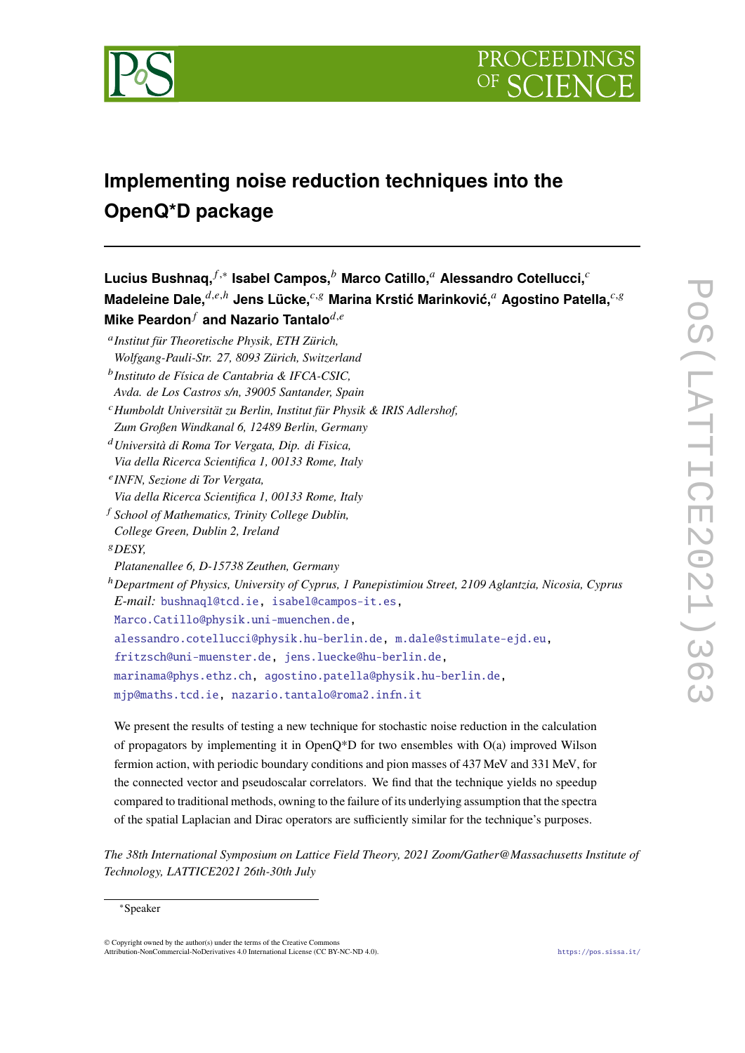# Implementing noise reduction techniques into the OpenQ*D package

**Lucius Bushnaq,**[f,*] **Isabel Campos,**[b] **Marco Catillo,**[a] **Alessandro Cotellucci,**[c] **Madeleine Dale,**[d,e,h] **Jens Lücke,**[c,g] **Marina Krstić Marinković,**[a] **Agostino Patella,**[c,g] **Mike Peardon**[f] **and Nazario Tantalo**[d,e]

[a] *Institut für Theoretische Physik, ETH Zürich, Wolfgang-Pauli-Str. 27, 8093 Zürich, Switzerland*

[b] *Instituto de Física de Cantabria & IFCA-CSIC, Avda. de Los Castros s/n, 39005 Santander, Spain*

[c] *Humboldt Universität zu Berlin, Institut für Physik & IRIS Adlershof, Zum Großen Windkanal 6, 12489 Berlin, Germany*

[d] *Università di Roma Tor Vergata, Dip. di Fisica, Via della Ricerca Scientifica 1, 00133 Rome, Italy*

[e] *INFN, Sezione di Tor Vergata, Via della Ricerca Scientifica 1, 00133 Rome, Italy*

[f] *School of Mathematics, Trinity College Dublin, College Green, Dublin 2, Ireland*

[g] *DESY, Platanenallee 6, D-15738 Zeuthen, Germany*

[h] *Department of Physics, University of Cyprus, 1 Panepistimiou Street, 2109 Aglantzia, Nicosia, Cyprus*

*E-mail:* bushnaql@tcd.ie, isabel@campos-it.es, Marco.Catillo@physik.uni-muenchen.de, alessandro.cotellucci@physik.hu-berlin.de, m.dale@stimulate-ejd.eu, fritzsch@uni-muenster.de, jens.luecke@hu-berlin.de, marinama@phys.ethz.ch, agostino.patella@physik.hu-berlin.de, mjp@maths.tcd.ie, nazario.tantalo@roma2.infn.it

We present the results of testing a new technique for stochastic noise reduction in the calculation of propagators by implementing it in OpenQ*D for two ensembles with O(a) improved Wilson fermion action, with periodic boundary conditions and pion masses of 437 MeV and 331 MeV, for the connected vector and pseudoscalar correlators. We find that the technique yields no speedup compared to traditional methods, owning to the failure of its underlying assumption that the spectra of the spatial Laplacian and Dirac operators are sufficiently similar for the technique's purposes.

*The 38th International Symposium on Lattice Field Theory, 2021 Zoom/Gather@Massachusetts Institute of Technology, LATTICE2021 26th-30th July*

*Speaker

© Copyright owned by the author(s) under the terms of the Creative Commons Attribution-NonCommercial-NoDerivatives 4.0 International License (CC BY-NC-ND 4.0).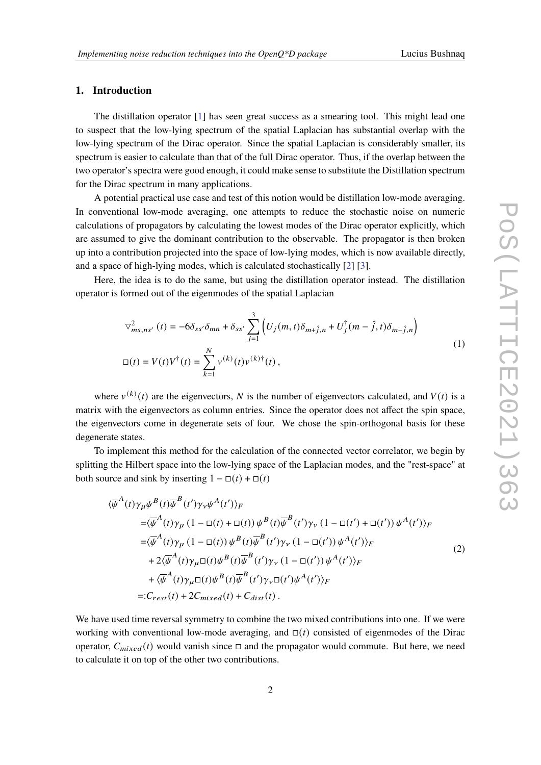## 1. Introduction

The distillation operator [1] has seen great success as a smearing tool. This might lead one to suspect that the low-lying spectrum of the spatial Laplacian has substantial overlap with the low-lying spectrum of the Dirac operator. Since the spatial Laplacian is considerably smaller, its spectrum is easier to calculate than that of the full Dirac operator. Thus, if the overlap between the two operator's spectra were good enough, it could make sense to substitute the Distillation spectrum for the Dirac spectrum in many applications.

A potential practical use case and test of this notion would be distillation low-mode averaging. In conventional low-mode averaging, one attempts to reduce the stochastic noise on numeric calculations of propagators by calculating the lowest modes of the Dirac operator explicitly, which are assumed to give the dominant contribution to the observable. The propagator is then broken up into a contribution projected into the space of low-lying modes, which is now available directly, and a space of high-lying modes, which is calculated stochastically [2] [3].

Here, the idea is to do the same, but using the distillation operator instead. The distillation operator is formed out of the eigenmodes of the spatial Laplacian

$$
\begin{aligned}
\nabla^2_{ms,ns'}(t) &= -6\delta_{ss'}\delta_{mn} + \delta_{ss'}\sum_{j=1}^{3}\left(U_j(m,t)\delta_{m+\hat{j},n} + U_j^\dagger(m-\hat{j},t)\delta_{m-\hat{j},n}\right) \\
\square(t) &= V(t)V^\dagger(t) = \sum_{k=1}^{N} v^{(k)}(t)v^{(k)\dagger}(t)\,,
\end{aligned}
\tag{1}
$$

where $v^{(k)}(t)$ are the eigenvectors, $N$ is the number of eigenvectors calculated, and $V(t)$ is a matrix with the eigenvectors as column entries. Since the operator does not affect the spin space, the eigenvectors come in degenerate sets of four. We chose the spin-orthogonal basis for these degenerate states.

To implement this method for the calculation of the connected vector correlator, we begin by splitting the Hilbert space into the low-lying space of the Laplacian modes, and the "rest-space" at both source and sink by inserting $1 - \square(t) + \square(t)$

$$
\begin{aligned}
\langle \overline{\psi}^A(t)\gamma_\mu\psi^B(t)\overline{\psi}^B(t')\gamma_\nu\psi^A(t')\rangle_F
&= \langle \overline{\psi}^A(t)\gamma_\mu\left(1 - \square(t) + \square(t)\right)\psi^B(t)\overline{\psi}^B(t')\gamma_\nu\left(1 - \square(t') + \square(t')\right)\psi^A(t')\rangle_F \\
&= \langle \overline{\psi}^A(t)\gamma_\mu\left(1 - \square(t)\right)\psi^B(t)\overline{\psi}^B(t')\gamma_\nu\left(1 - \square(t')\right)\psi^A(t')\rangle_F \\
&\quad + 2\langle \overline{\psi}^A(t)\gamma_\mu\square(t)\psi^B(t)\overline{\psi}^B(t')\gamma_\nu\left(1 - \square(t')\right)\psi^A(t')\rangle_F \\
&\quad + \langle \overline{\psi}^A(t)\gamma_\mu\square(t)\psi^B(t)\overline{\psi}^B(t')\gamma_\nu\square(t')\psi^A(t')\rangle_F \\
&=: C_{rest}(t) + 2C_{mixed}(t) + C_{dist}(t)\,.
\end{aligned}
\tag{2}
$$

We have used time reversal symmetry to combine the two mixed contributions into one. If we were working with conventional low-mode averaging, and $\square(t)$ consisted of eigenmodes of the Dirac operator, $C_{mixed}(t)$ would vanish since $\square$ and the propagator would commute. But here, we need to calculate it on top of the other two contributions.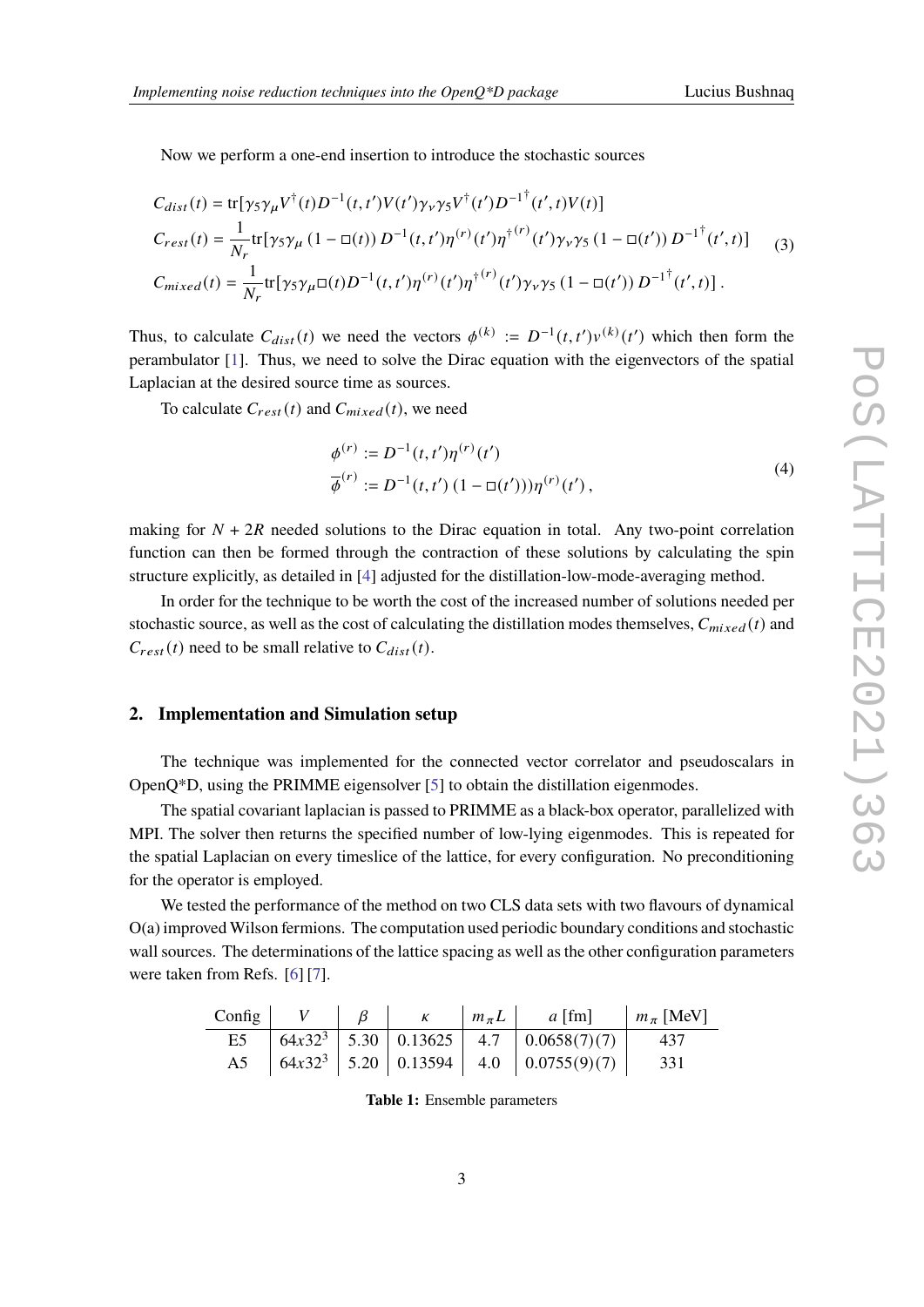Now we perform a one-end insertion to introduce the stochastic sources

$$
\begin{aligned}
C_{dist}(t) &= \mathrm{tr}[\gamma_5\gamma_\mu V^\dagger(t) D^{-1}(t,t')V(t')\gamma_\nu\gamma_5 V^\dagger(t') {D^{-1}}^\dagger(t',t)V(t)] \\
C_{rest}(t) &= \frac{1}{N_r}\mathrm{tr}[\gamma_5\gamma_\mu\,(1-\square(t))\,D^{-1}(t,t')\eta^{(r)}(t'){\eta^\dagger}^{(r)}(t')\gamma_\nu\gamma_5\,(1-\square(t'))\,{D^{-1}}^\dagger(t',t)] \\
C_{mixed}(t) &= \frac{1}{N_r}\mathrm{tr}[\gamma_5\gamma_\mu\square(t) D^{-1}(t,t')\eta^{(r)}(t'){\eta^\dagger}^{(r)}(t')\gamma_\nu\gamma_5\,(1-\square(t'))\,{D^{-1}}^\dagger(t',t)]\,.
\end{aligned}
\tag{3}
$$

Thus, to calculate $C_{dist}(t)$ we need the vectors $\phi^{(k)} := D^{-1}(t,t')v^{(k)}(t')$ which then form the perambulator [1]. Thus, we need to solve the Dirac equation with the eigenvectors of the spatial Laplacian at the desired source time as sources.

To calculate $C_{rest}(t)$ and $C_{mixed}(t)$, we need

$$
\begin{aligned}
\phi^{(r)} &:= D^{-1}(t,t')\eta^{(r)}(t') \\
\overline{\phi}^{(r)} &:= D^{-1}(t,t')\,(1-\square(t')))\eta^{(r)}(t')\,,
\end{aligned}
\tag{4}
$$

making for $N + 2R$ needed solutions to the Dirac equation in total. Any two-point correlation function can then be formed through the contraction of these solutions by calculating the spin structure explicitly, as detailed in [4] adjusted for the distillation-low-mode-averaging method.

In order for the technique to be worth the cost of the increased number of solutions needed per stochastic source, as well as the cost of calculating the distillation modes themselves, $C_{mixed}(t)$ and $C_{rest}(t)$ need to be small relative to $C_{dist}(t)$.

## 2. Implementation and Simulation setup

The technique was implemented for the connected vector correlator and pseudoscalars in OpenQ*D, using the PRIMME eigensolver [5] to obtain the distillation eigenmodes.

The spatial covariant laplacian is passed to PRIMME as a black-box operator, parallelized with MPI. The solver then returns the specified number of low-lying eigenmodes. This is repeated for the spatial Laplacian on every timeslice of the lattice, for every configuration. No preconditioning for the operator is employed.

We tested the performance of the method on two CLS data sets with two flavours of dynamical O(a) improved Wilson fermions. The computation used periodic boundary conditions and stochastic wall sources. The determinations of the lattice spacing as well as the other configuration parameters were taken from Refs. [6] [7].

| Config | $V$ | $\beta$ | $\kappa$ | $m_\pi L$ | $a$ [fm] | $m_\pi$ [MeV] |
|---|---|---|---|---|---|---|
| E5 | $64x32^3$ | 5.30 | 0.13625 | 4.7 | 0.0658(7)(7) | 437 |
| A5 | $64x32^3$ | 5.20 | 0.13594 | 4.0 | 0.0755(9)(7) | 331 |

**Table 1:** Ensemble parameters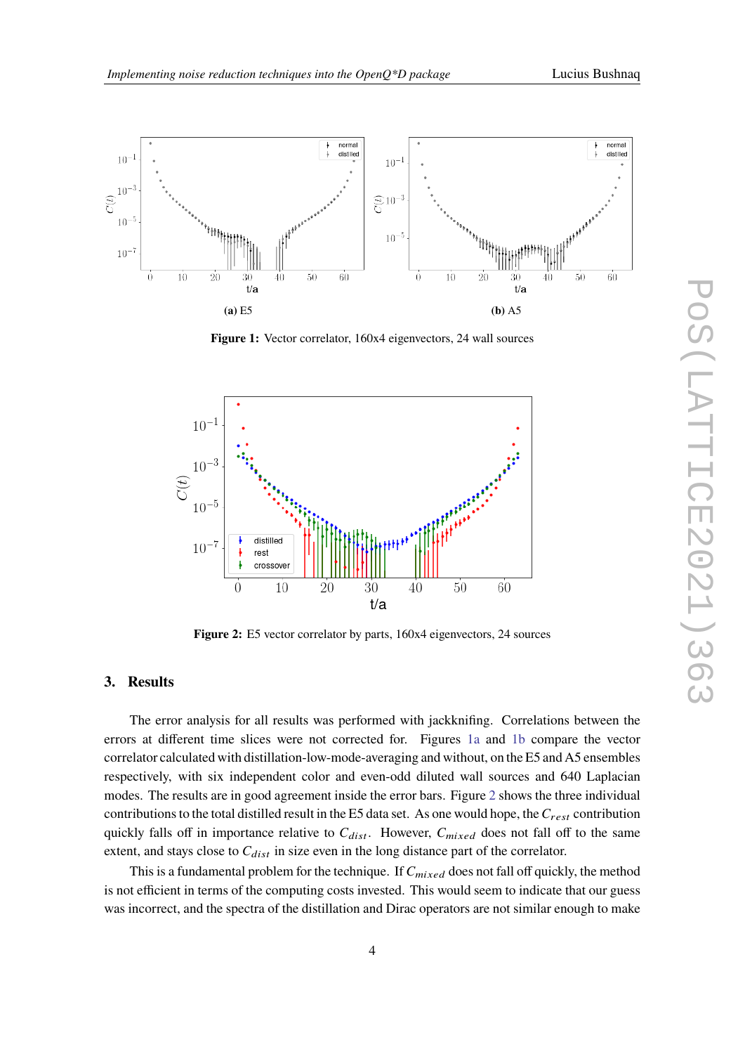**(a)** E5

**(b)** A5

**Figure 1:** Vector correlator, 160x4 eigenvectors, 24 wall sources

**Figure 2:** E5 vector correlator by parts, 160x4 eigenvectors, 24 sources

## 3. Results

The error analysis for all results was performed with jackknifing. Correlations between the errors at different time slices were not corrected for. Figures 1a and 1b compare the vector correlator calculated with distillation-low-mode-averaging and without, on the E5 and A5 ensembles respectively, with six independent color and even-odd diluted wall sources and 640 Laplacian modes. The results are in good agreement inside the error bars. Figure 2 shows the three individual contributions to the total distilled result in the E5 data set. As one would hope, the $C_{rest}$ contribution quickly falls off in importance relative to $C_{dist}$. However, $C_{mixed}$ does not fall off to the same extent, and stays close to $C_{dist}$ in size even in the long distance part of the correlator.

This is a fundamental problem for the technique. If $C_{mixed}$ does not fall off quickly, the method is not efficient in terms of the computing costs invested. This would seem to indicate that our guess was incorrect, and the spectra of the distillation and Dirac operators are not similar enough to make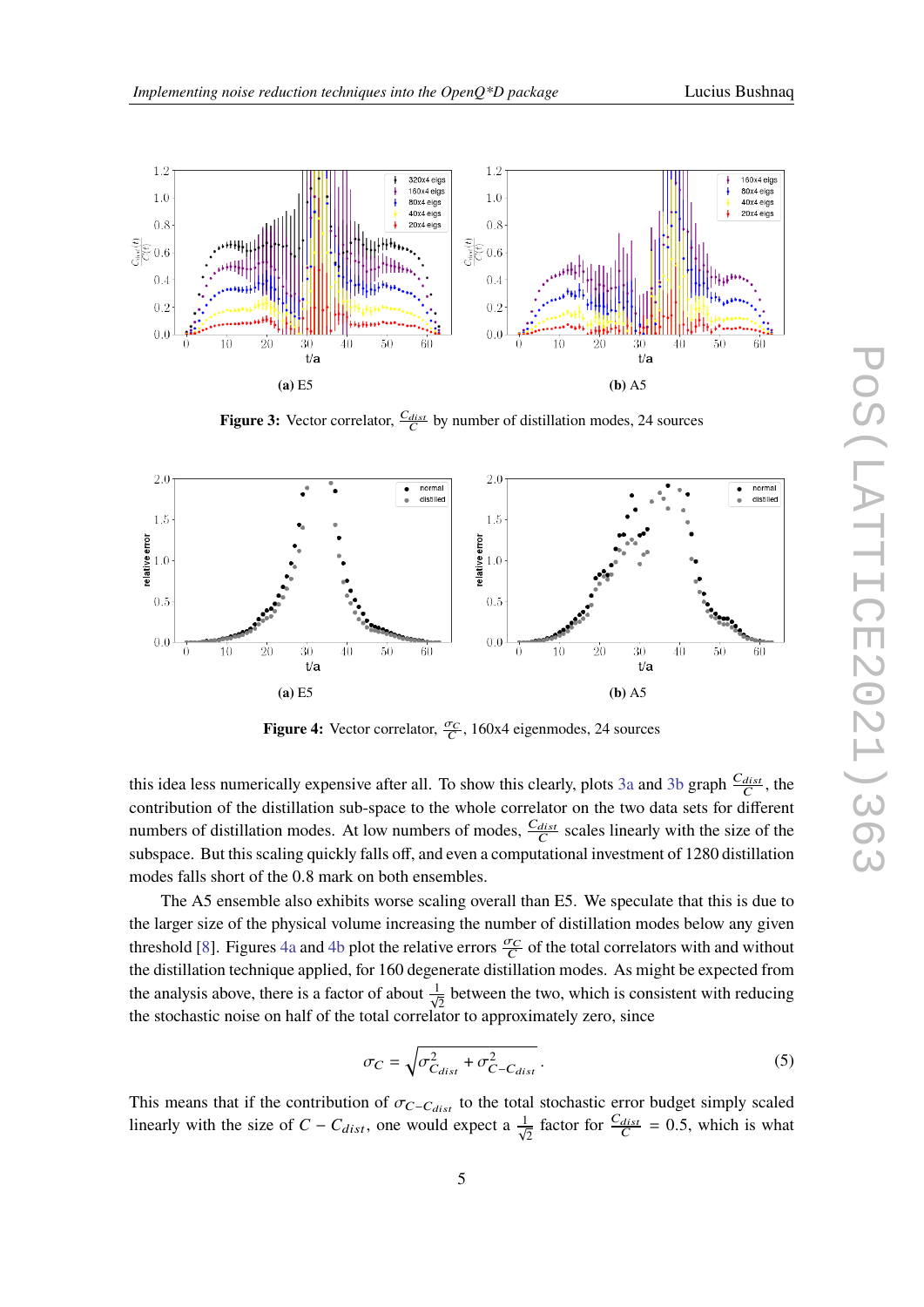(a) E5

(b) A5

**Figure 3:** Vector correlator, $\frac{C_{dist}}{C}$ by number of distillation modes, 24 sources

(a) E5

(b) A5

**Figure 4:** Vector correlator, $\frac{\sigma_C}{C}$, 160x4 eigenmodes, 24 sources

this idea less numerically expensive after all. To show this clearly, plots 3a and 3b graph $\frac{C_{dist}}{C}$, the contribution of the distillation sub-space to the whole correlator on the two data sets for different numbers of distillation modes. At low numbers of modes, $\frac{C_{dist}}{C}$ scales linearly with the size of the subspace. But this scaling quickly falls off, and even a computational investment of 1280 distillation modes falls short of the 0.8 mark on both ensembles.

The A5 ensemble also exhibits worse scaling overall than E5. We speculate that this is due to the larger size of the physical volume increasing the number of distillation modes below any given threshold [8]. Figures 4a and 4b plot the relative errors $\frac{\sigma_C}{C}$ of the total correlators with and without the distillation technique applied, for 160 degenerate distillation modes. As might be expected from the analysis above, there is a factor of about $\frac{1}{\sqrt{2}}$ between the two, which is consistent with reducing the stochastic noise on half of the total correlator to approximately zero, since

$$\sigma_C = \sqrt{\sigma^2_{C_{dist}} + \sigma^2_{C-C_{dist}}}. \tag{5}$$

This means that if the contribution of $\sigma_{C-C_{dist}}$ to the total stochastic error budget simply scaled linearly with the size of $C - C_{dist}$, one would expect a $\frac{1}{\sqrt{2}}$ factor for $\frac{C_{dist}}{C} = 0.5$, which is what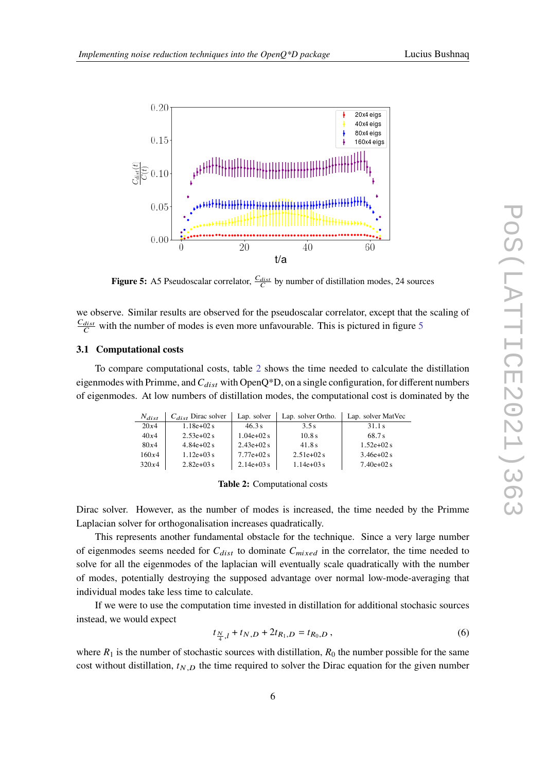**Figure 5:** A5 Pseudoscalar correlator, $\frac{C_{dist}}{C}$ by number of distillation modes, 24 sources

we observe. Similar results are observed for the pseudoscalar correlator, except that the scaling of $\frac{C_{dist}}{C}$ with the number of modes is even more unfavourable. This is pictured in figure 5

### 3.1 Computational costs

To compare computational costs, table 2 shows the time needed to calculate the distillation eigenmodes with Primme, and $C_{dist}$ with OpenQ*D, on a single configuration, for different numbers of eigenmodes. At low numbers of distillation modes, the computational cost is dominated by the

| $N_{dist}$ | $C_{dist}$ Dirac solver | Lap. solver | Lap. solver Ortho. | Lap. solver MatVec |
|---|---|---|---|---|
| 20x4 | 1.18e+02 s | 46.3 s | 3.5 s | 31.1 s |
| 40x4 | 2.53e+02 s | 1.04e+02 s | 10.8 s | 68.7 s |
| 80x4 | 4.84e+02 s | 2.43e+02 s | 41.8 s | 1.52e+02 s |
| 160x4 | 1.12e+03 s | 7.77e+02 s | 2.51e+02 s | 3.46e+02 s |
| 320x4 | 2.82e+03 s | 2.14e+03 s | 1.14e+03 s | 7.40e+02 s |

**Table 2:** Computational costs

Dirac solver. However, as the number of modes is increased, the time needed by the Primme Laplacian solver for orthogonalisation increases quadratically.

This represents another fundamental obstacle for the technique. Since a very large number of eigenmodes seems needed for $C_{dist}$ to dominate $C_{mixed}$ in the correlator, the time needed to solve for all the eigenmodes of the laplacian will eventually scale quadratically with the number of modes, potentially destroying the supposed advantage over normal low-mode-averaging that individual modes take less time to calculate.

If we were to use the computation time invested in distillation for additional stochastic sources instead, we would expect

$$t_{\frac{N}{4},l} + t_{N,D} + 2t_{R_1,D} = t_{R_0,D}\,, \tag{6}$$

where $R_1$ is the number of stochastic sources with distillation, $R_0$ the number possible for the same cost without distillation, $t_{N,D}$ the time required to solver the Dirac equation for the given number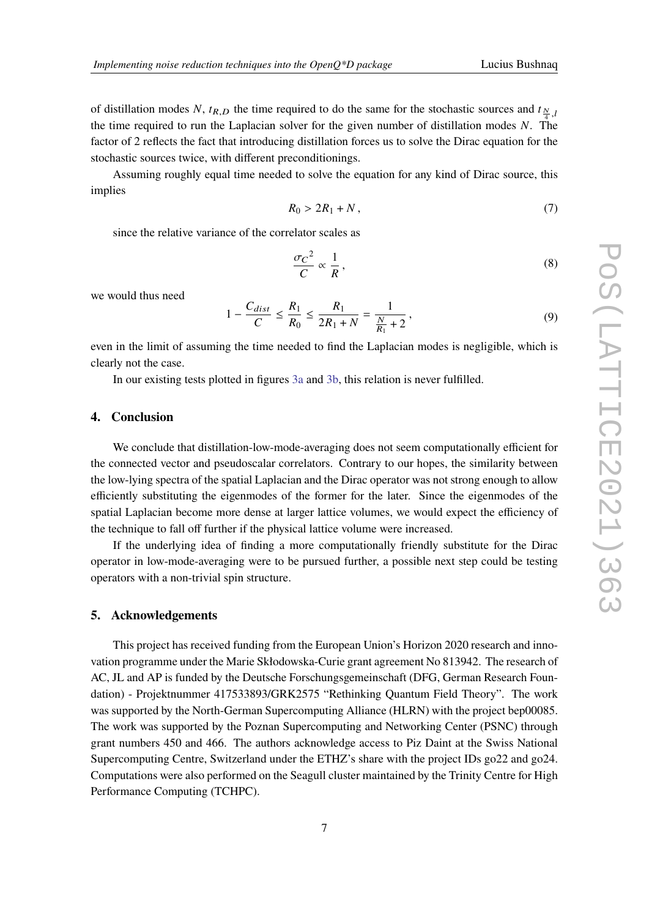of distillation modes $N$, $t_{R,D}$ the time required to do the same for the stochastic sources and $t_{\frac{N}{4},l}$ the time required to run the Laplacian solver for the given number of distillation modes $N$. The factor of 2 reflects the fact that introducing distillation forces us to solve the Dirac equation for the stochastic sources twice, with different preconditionings.

Assuming roughly equal time needed to solve the equation for any kind of Dirac source, this implies

$$R_0 > 2R_1 + N\,, \tag{7}$$

since the relative variance of the correlator scales as

$$\frac{{\sigma_C}^2}{C} \propto \frac{1}{R}\,, \tag{8}$$

we would thus need

$$1 - \frac{C_{dist}}{C} \le \frac{R_1}{R_0} \le \frac{R_1}{2R_1 + N} = \frac{1}{\frac{N}{R_1} + 2}\,, \tag{9}$$

even in the limit of assuming the time needed to find the Laplacian modes is negligible, which is clearly not the case.

In our existing tests plotted in figures 3a and 3b, this relation is never fulfilled.

## 4. Conclusion

We conclude that distillation-low-mode-averaging does not seem computationally efficient for the connected vector and pseudoscalar correlators. Contrary to our hopes, the similarity between the low-lying spectra of the spatial Laplacian and the Dirac operator was not strong enough to allow efficiently substituting the eigenmodes of the former for the later. Since the eigenmodes of the spatial Laplacian become more dense at larger lattice volumes, we would expect the efficiency of the technique to fall off further if the physical lattice volume were increased.

If the underlying idea of finding a more computationally friendly substitute for the Dirac operator in low-mode-averaging were to be pursued further, a possible next step could be testing operators with a non-trivial spin structure.

## 5. Acknowledgements

This project has received funding from the European Union's Horizon 2020 research and innovation programme under the Marie Skłodowska-Curie grant agreement No 813942. The research of AC, JL and AP is funded by the Deutsche Forschungsgemeinschaft (DFG, German Research Foundation) - Projektnummer 417533893/GRK2575 "Rethinking Quantum Field Theory". The work was supported by the North-German Supercomputing Alliance (HLRN) with the project bep00085. The work was supported by the Poznan Supercomputing and Networking Center (PSNC) through grant numbers 450 and 466. The authors acknowledge access to Piz Daint at the Swiss National Supercomputing Centre, Switzerland under the ETHZ's share with the project IDs go22 and go24. Computations were also performed on the Seagull cluster maintained by the Trinity Centre for High Performance Computing (TCHPC).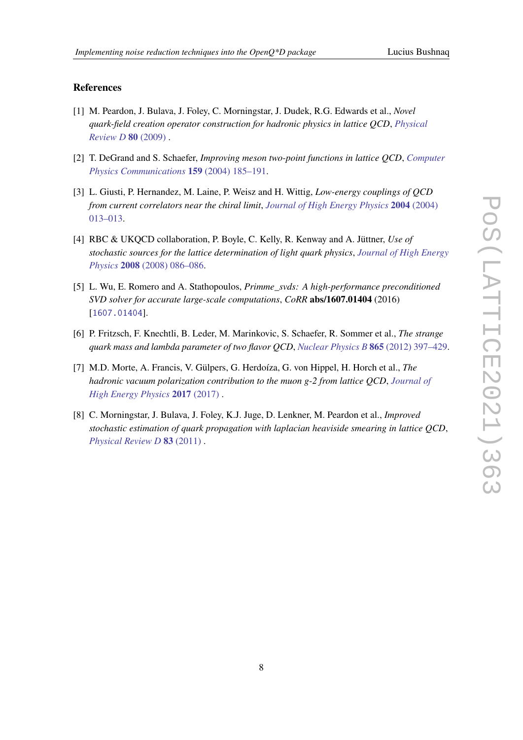## References

[1] M. Peardon, J. Bulava, J. Foley, C. Morningstar, J. Dudek, R.G. Edwards et al., *Novel quark-field creation operator construction for hadronic physics in lattice QCD*, *Physical Review D* **80** (2009) .

[2] T. DeGrand and S. Schaefer, *Improving meson two-point functions in lattice QCD*, *Computer Physics Communications* **159** (2004) 185–191.

[3] L. Giusti, P. Hernandez, M. Laine, P. Weisz and H. Wittig, *Low-energy couplings of QCD from current correlators near the chiral limit*, *Journal of High Energy Physics* **2004** (2004) 013–013.

[4] RBC & UKQCD collaboration, P. Boyle, C. Kelly, R. Kenway and A. Jüttner, *Use of stochastic sources for the lattice determination of light quark physics*, *Journal of High Energy Physics* **2008** (2008) 086–086.

[5] L. Wu, E. Romero and A. Stathopoulos, *Primme_svds: A high-performance preconditioned SVD solver for accurate large-scale computations*, *CoRR* **abs/1607.01404** (2016) [1607.01404].

[6] P. Fritzsch, F. Knechtli, B. Leder, M. Marinkovic, S. Schaefer, R. Sommer et al., *The strange quark mass and lambda parameter of two flavor QCD*, *Nuclear Physics B* **865** (2012) 397–429.

[7] M.D. Morte, A. Francis, V. Gülpers, G. Herdoíza, G. von Hippel, H. Horch et al., *The hadronic vacuum polarization contribution to the muon g-2 from lattice QCD*, *Journal of High Energy Physics* **2017** (2017) .

[8] C. Morningstar, J. Bulava, J. Foley, K.J. Juge, D. Lenkner, M. Peardon et al., *Improved stochastic estimation of quark propagation with laplacian heaviside smearing in lattice QCD*, *Physical Review D* **83** (2011) .